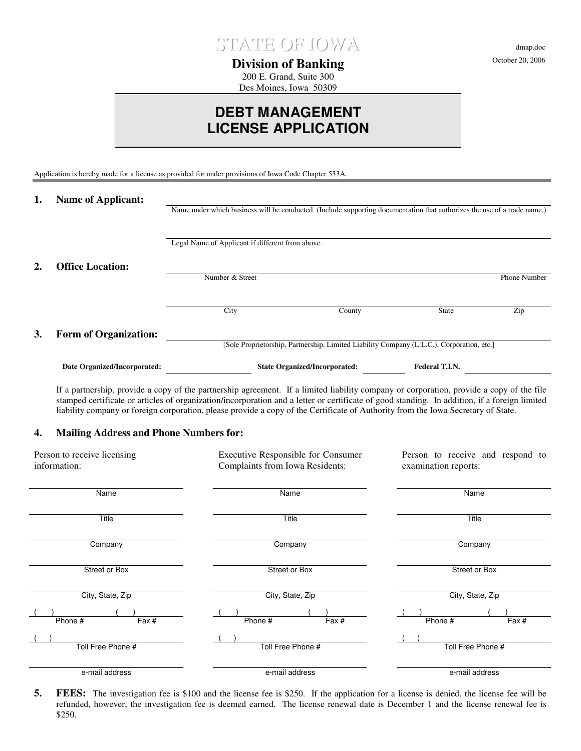# STATE OF IOWA

dmap.doc
October 20, 2006

## Division of Banking

200 E. Grand, Suite 300
Des Moines, Iowa 50309

# DEBT MANAGEMENT LICENSE APPLICATION

Application is hereby made for a license as provided for under provisions of Iowa Code Chapter 533A.

**1. Name of Applicant:**

______________________________
Name under which business will be conducted. (Include supporting documentation that authorizes the use of a trade name.)

______________________________
Legal Name of Applicant if different from above.

**2. Office Location:**

______________________________
Number & Street | Phone Number

______________________________
City | County | State | Zip

**3. Form of Organization:**

______________________________
[Sole Proprietorship, Partnership, Limited Liability Company (L.L.C.), Corporation, etc.]

**Date Organized/Incorporated:** ____________ **State Organized/Incorporated:** ____________ **Federal T.I.N.** ____________

If a partnership, provide a copy of the partnership agreement. If a limited liability company or corporation, provide a copy of the file stamped certificate or articles of organization/incorporation and a letter or certificate of good standing. In addition, if a foreign limited liability company or foreign corporation, please provide a copy of the Certificate of Authority from the Iowa Secretary of State.

**4. Mailing Address and Phone Numbers for:**

| Person to receive licensing information: | Executive Responsible for Consumer Complaints from Iowa Residents: | Person to receive and respond to examination reports: |
|---|---|---|
| Name | Name | Name |
| Title | Title | Title |
| Company | Company | Company |
| Street or Box | Street or Box | Street or Box |
| City, State, Zip | City, State, Zip | City, State, Zip |
| ( ) Phone # ( ) Fax # | ( ) Phone # ( ) Fax # | ( ) Phone # ( ) Fax # |
| ( ) Toll Free Phone # | ( ) Toll Free Phone # | ( ) Toll Free Phone # |
| e-mail address | e-mail address | e-mail address |

**5. FEES:** The investigation fee is $100 and the license fee is $250. If the application for a license is denied, the license fee will be refunded, however, the investigation fee is deemed earned. The license renewal date is December 1 and the license renewal fee is $250.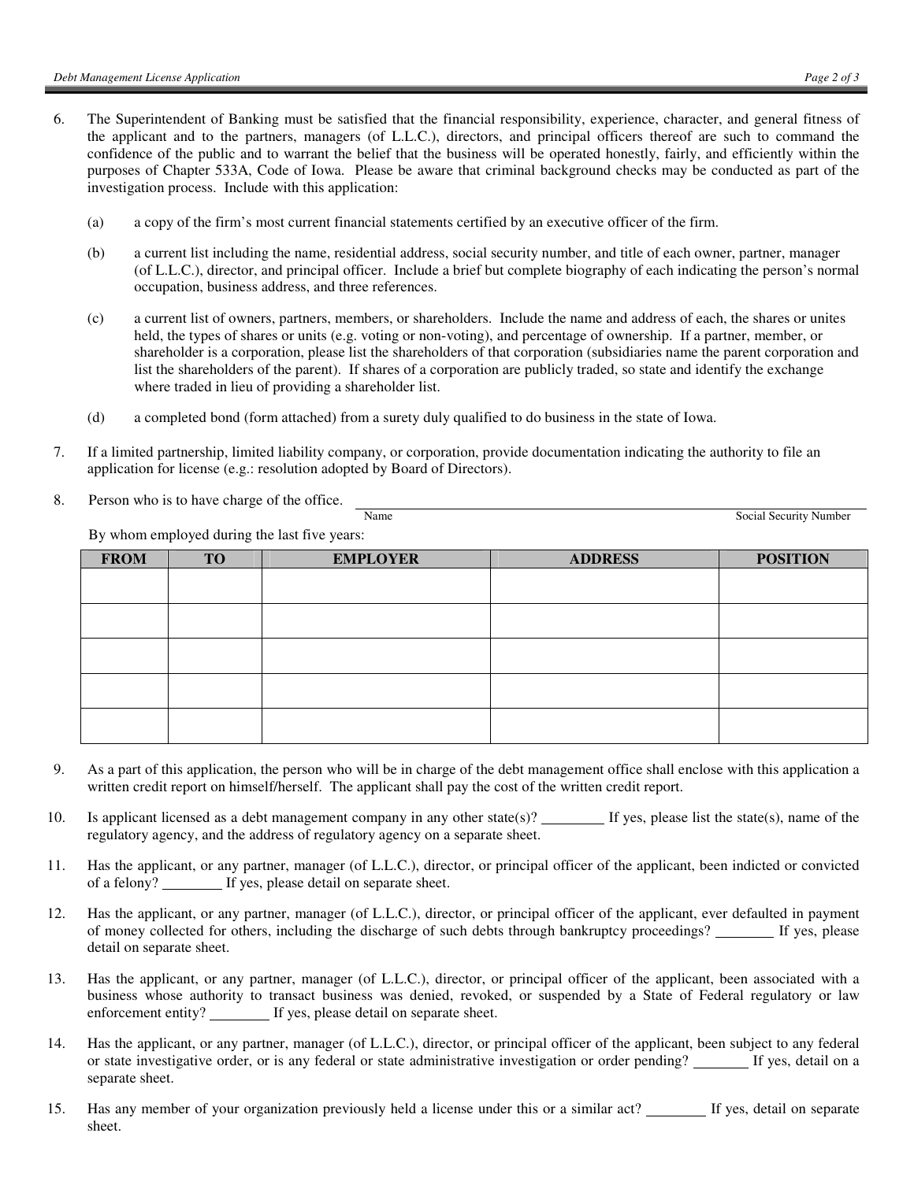6. The Superintendent of Banking must be satisfied that the financial responsibility, experience, character, and general fitness of the applicant and to the partners, managers (of L.L.C.), directors, and principal officers thereof are such to command the confidence of the public and to warrant the belief that the business will be operated honestly, fairly, and efficiently within the purposes of Chapter 533A, Code of Iowa. Please be aware that criminal background checks may be conducted as part of the investigation process. Include with this application:

   (a) a copy of the firm's most current financial statements certified by an executive officer of the firm.

   (b) a current list including the name, residential address, social security number, and title of each owner, partner, manager (of L.L.C.), director, and principal officer. Include a brief but complete biography of each indicating the person's normal occupation, business address, and three references.

   (c) a current list of owners, partners, members, or shareholders. Include the name and address of each, the shares or unites held, the types of shares or units (e.g. voting or non-voting), and percentage of ownership. If a partner, member, or shareholder is a corporation, please list the shareholders of that corporation (subsidiaries name the parent corporation and list the shareholders of the parent). If shares of a corporation are publicly traded, so state and identify the exchange where traded in lieu of providing a shareholder list.

   (d) a completed bond (form attached) from a surety duly qualified to do business in the state of Iowa.

7. If a limited partnership, limited liability company, or corporation, provide documentation indicating the authority to file an application for license (e.g.: resolution adopted by Board of Directors).

8. Person who is to have charge of the office. ______________________________________________
   Name                                                                                     Social Security Number

   By whom employed during the last five years:

| FROM | TO | EMPLOYER | ADDRESS | POSITION |
|---|---|---|---|---|
| | | | | |
| | | | | |
| | | | | |
| | | | | |
| | | | | |

9. As a part of this application, the person who will be in charge of the debt management office shall enclose with this application a written credit report on himself/herself. The applicant shall pay the cost of the written credit report.

10. Is applicant licensed as a debt management company in any other state(s)? ________ If yes, please list the state(s), name of the regulatory agency, and the address of regulatory agency on a separate sheet.

11. Has the applicant, or any partner, manager (of L.L.C.), director, or principal officer of the applicant, been indicted or convicted of a felony? ________ If yes, please detail on separate sheet.

12. Has the applicant, or any partner, manager (of L.L.C.), director, or principal officer of the applicant, ever defaulted in payment of money collected for others, including the discharge of such debts through bankruptcy proceedings? ________ If yes, please detail on separate sheet.

13. Has the applicant, or any partner, manager (of L.L.C.), director, or principal officer of the applicant, been associated with a business whose authority to transact business was denied, revoked, or suspended by a State of Federal regulatory or law enforcement entity? ________ If yes, please detail on separate sheet.

14. Has the applicant, or any partner, manager (of L.L.C.), director, or principal officer of the applicant, been subject to any federal or state investigative order, or is any federal or state administrative investigation or order pending? ________ If yes, detail on a separate sheet.

15. Has any member of your organization previously held a license under this or a similar act? ________ If yes, detail on separate sheet.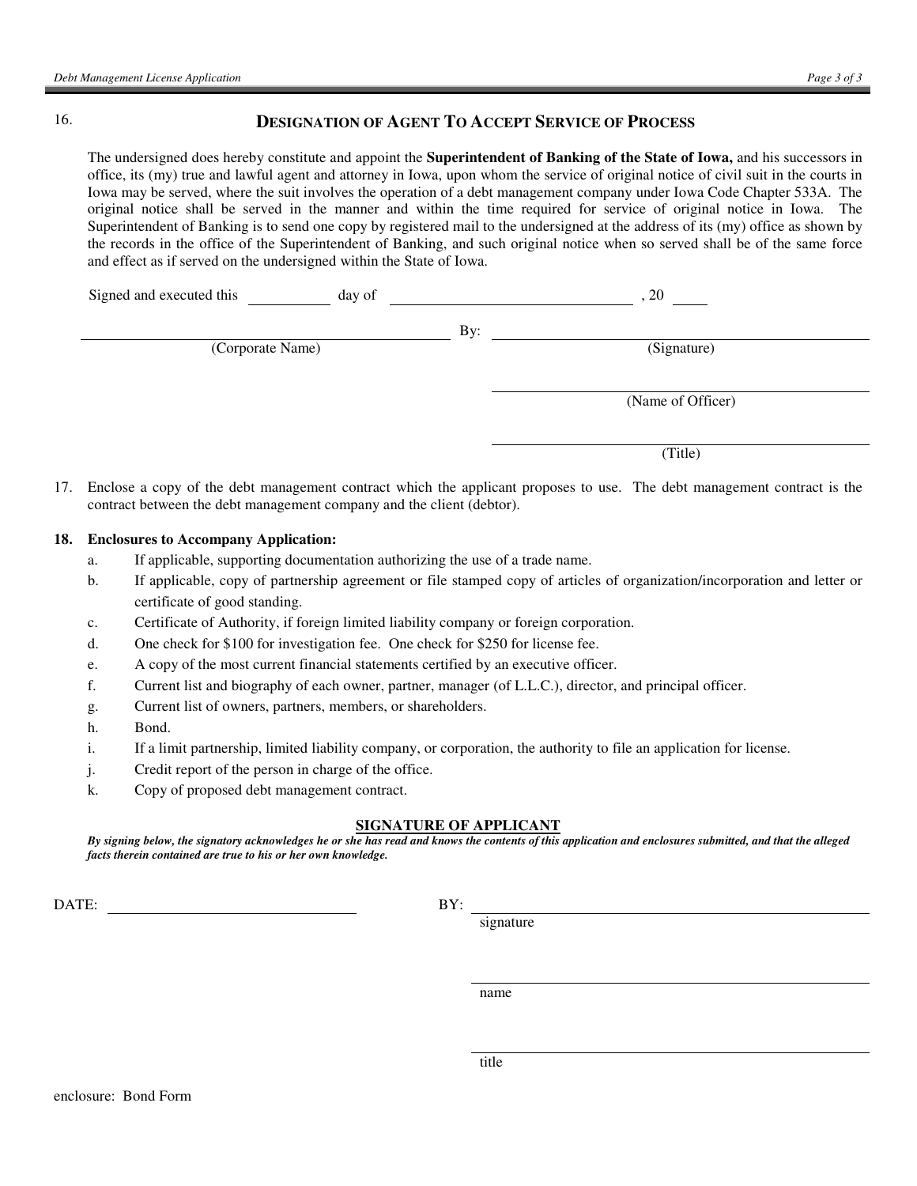16.

## Designation of Agent To Accept Service of Process

The undersigned does hereby constitute and appoint the **Superintendent of Banking of the State of Iowa,** and his successors in office, its (my) true and lawful agent and attorney in Iowa, upon whom the service of original notice of civil suit in the courts in Iowa may be served, where the suit involves the operation of a debt management company under Iowa Code Chapter 533A. The original notice shall be served in the manner and within the time required for service of original notice in Iowa. The Superintendent of Banking is to send one copy by registered mail to the undersigned at the address of its (my) office as shown by the records in the office of the Superintendent of Banking, and such original notice when so served shall be of the same force and effect as if served on the undersigned within the State of Iowa.

Signed and executed this ________ day of ____________________, 20 ____

____________________________ By: ____________________________
(Corporate Name) (Signature)

____________________________
(Name of Officer)

____________________________
(Title)

17. Enclose a copy of the debt management contract which the applicant proposes to use. The debt management contract is the contract between the debt management company and the client (debtor).

**18. Enclosures to Accompany Application:**

a. If applicable, supporting documentation authorizing the use of a trade name.
b. If applicable, copy of partnership agreement or file stamped copy of articles of organization/incorporation and letter or certificate of good standing.
c. Certificate of Authority, if foreign limited liability company or foreign corporation.
d. One check for $100 for investigation fee. One check for $250 for license fee.
e. A copy of the most current financial statements certified by an executive officer.
f. Current list and biography of each owner, partner, manager (of L.L.C.), director, and principal officer.
g. Current list of owners, partners, members, or shareholders.
h. Bond.
i. If a limit partnership, limited liability company, or corporation, the authority to file an application for license.
j. Credit report of the person in charge of the office.
k. Copy of proposed debt management contract.

**SIGNATURE OF APPLICANT**

***By signing below, the signatory acknowledges he or she has read and knows the contents of this application and enclosures submitted, and that the alleged facts therein contained are true to his or her own knowledge.***

DATE: ____________________ BY: ____________________________
signature

____________________________
name

____________________________
title

enclosure: Bond Form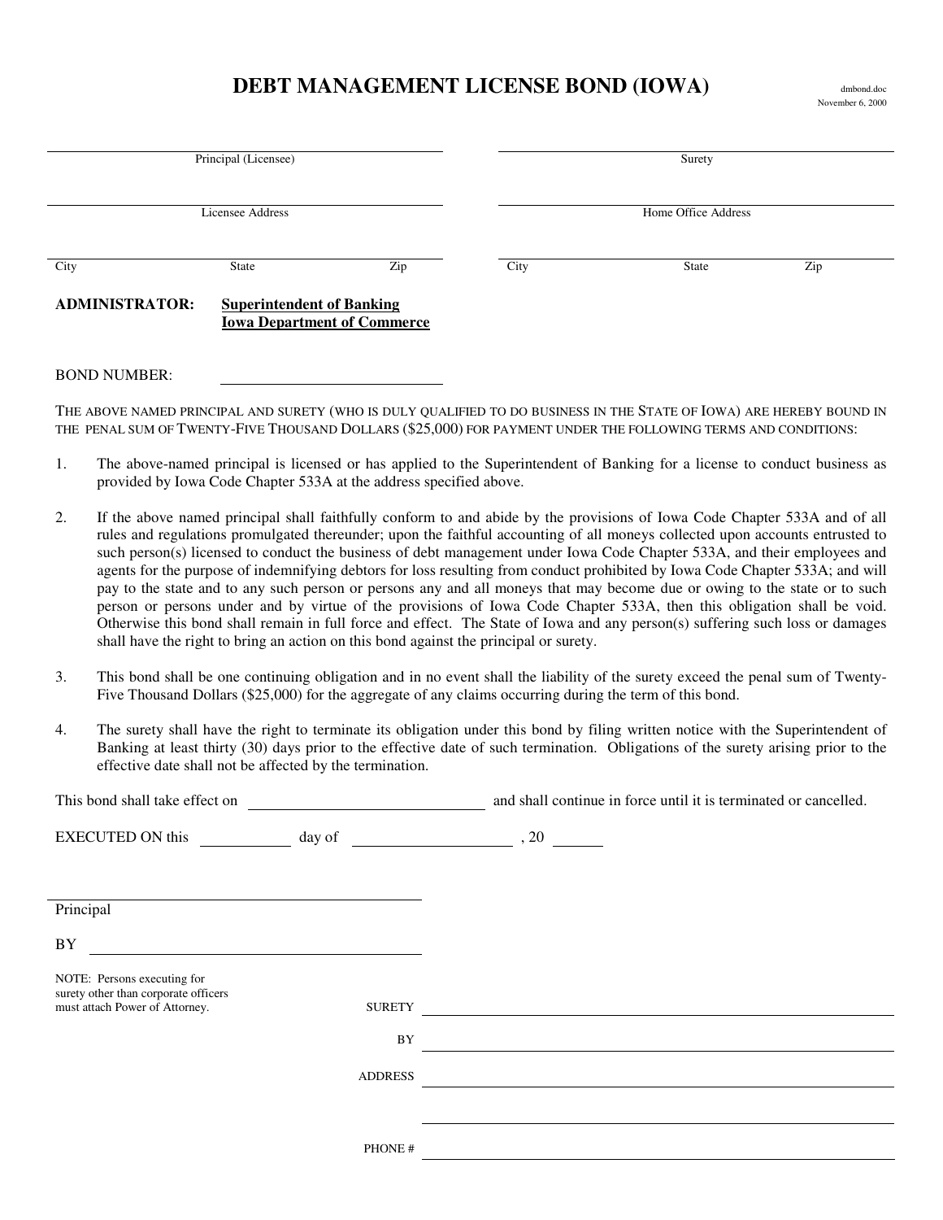# DEBT MANAGEMENT LICENSE BOND (IOWA)

dmbond.doc
November 6, 2000

| | |
|---|---|
| Principal (Licensee) | Surety |
| Licensee Address | Home Office Address |
| City State Zip | City State Zip |

**ADMINISTRATOR:** **Superintendent of Banking**
**Iowa Department of Commerce**

BOND NUMBER: ____________________

THE ABOVE NAMED PRINCIPAL AND SURETY (WHO IS DULY QUALIFIED TO DO BUSINESS IN THE STATE OF IOWA) ARE HEREBY BOUND IN THE PENAL SUM OF TWENTY-FIVE THOUSAND DOLLARS ($25,000) FOR PAYMENT UNDER THE FOLLOWING TERMS AND CONDITIONS:

1. The above-named principal is licensed or has applied to the Superintendent of Banking for a license to conduct business as provided by Iowa Code Chapter 533A at the address specified above.

2. If the above named principal shall faithfully conform to and abide by the provisions of Iowa Code Chapter 533A and of all rules and regulations promulgated thereunder; upon the faithful accounting of all moneys collected upon accounts entrusted to such person(s) licensed to conduct the business of debt management under Iowa Code Chapter 533A, and their employees and agents for the purpose of indemnifying debtors for loss resulting from conduct prohibited by Iowa Code Chapter 533A; and will pay to the state and to any such person or persons any and all moneys that may become due or owing to the state or to such person or persons under and by virtue of the provisions of Iowa Code Chapter 533A, then this obligation shall be void. Otherwise this bond shall remain in full force and effect. The State of Iowa and any person(s) suffering such loss or damages shall have the right to bring an action on this bond against the principal or surety.

3. This bond shall be one continuing obligation and in no event shall the liability of the surety exceed the penal sum of Twenty-Five Thousand Dollars ($25,000) for the aggregate of any claims occurring during the term of this bond.

4. The surety shall have the right to terminate its obligation under this bond by filing written notice with the Superintendent of Banking at least thirty (30) days prior to the effective date of such termination. Obligations of the surety arising prior to the effective date shall not be affected by the termination.

This bond shall take effect on ____________________ and shall continue in force until it is terminated or cancelled.

EXECUTED ON this ________ day of ______________ , 20 ______

____________________
Principal

BY ____________________

NOTE: Persons executing for surety other than corporate officers must attach Power of Attorney.

SURETY ____________________

BY ____________________

ADDRESS ____________________

____________________

PHONE # ____________________